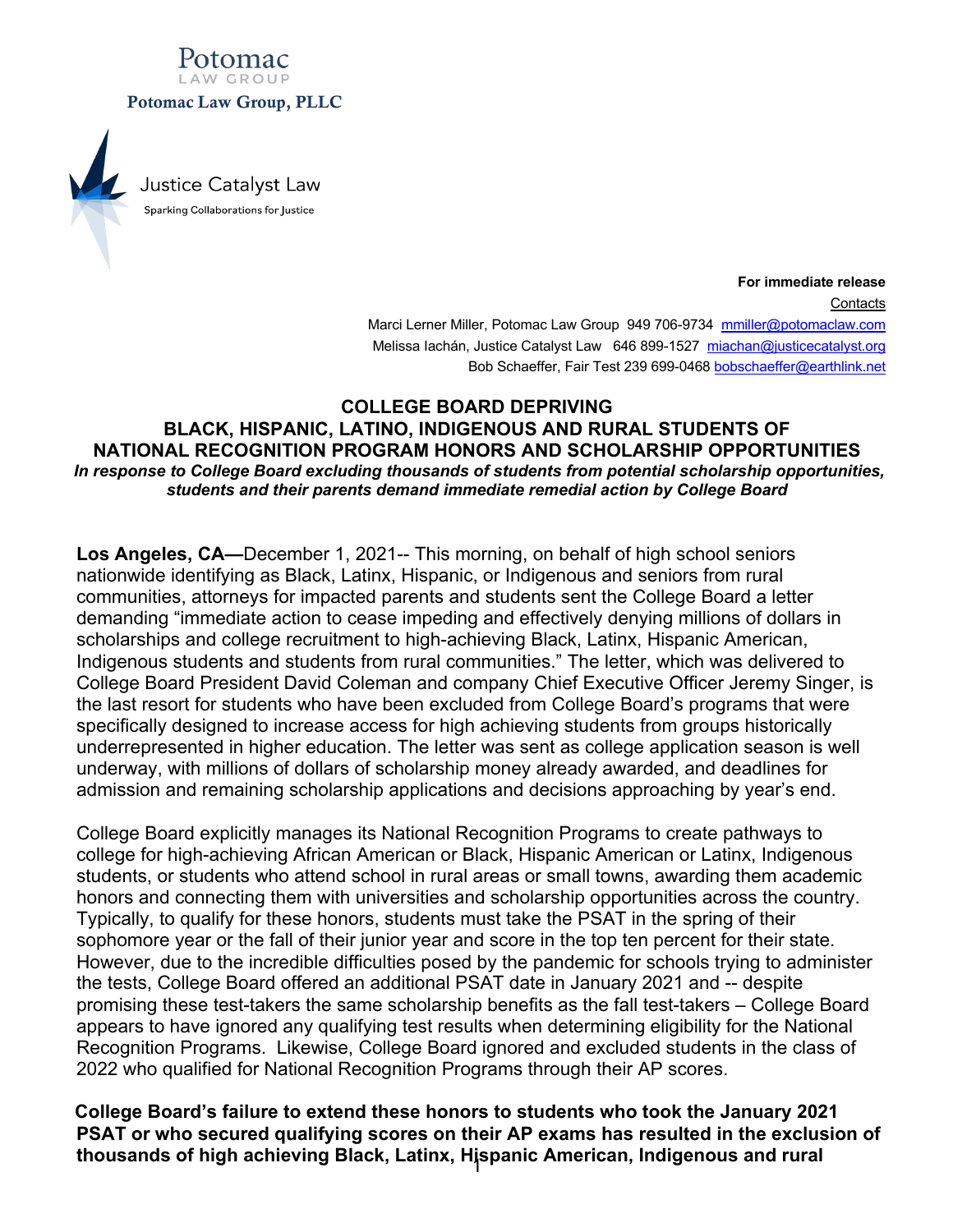Potomac
LAW GROUP

**Potomac Law Group, PLLC**

Justice Catalyst Law

Sparking Collaborations for Justice

**For immediate release**

Contacts

Marci Lerner Miller, Potomac Law Group 949 706-9734 mmiller@potomaclaw.com

Melissa Iachán, Justice Catalyst Law 646 899-1527 miachan@justicecatalyst.org

Bob Schaeffer, Fair Test 239 699-0468 bobschaeffer@earthlink.net

# COLLEGE BOARD DEPRIVING BLACK, HISPANIC, LATINO, INDIGENOUS AND RURAL STUDENTS OF NATIONAL RECOGNITION PROGRAM HONORS AND SCHOLARSHIP OPPORTUNITIES

***In response to College Board excluding thousands of students from potential scholarship opportunities, students and their parents demand immediate remedial action by College Board***

**Los Angeles, CA—**December 1, 2021-- This morning, on behalf of high school seniors nationwide identifying as Black, Latinx, Hispanic, or Indigenous and seniors from rural communities, attorneys for impacted parents and students sent the College Board a letter demanding "immediate action to cease impeding and effectively denying millions of dollars in scholarships and college recruitment to high-achieving Black, Latinx, Hispanic American, Indigenous students and students from rural communities." The letter, which was delivered to College Board President David Coleman and company Chief Executive Officer Jeremy Singer, is the last resort for students who have been excluded from College Board's programs that were specifically designed to increase access for high achieving students from groups historically underrepresented in higher education. The letter was sent as college application season is well underway, with millions of dollars of scholarship money already awarded, and deadlines for admission and remaining scholarship applications and decisions approaching by year's end.

College Board explicitly manages its National Recognition Programs to create pathways to college for high-achieving African American or Black, Hispanic American or Latinx, Indigenous students, or students who attend school in rural areas or small towns, awarding them academic honors and connecting them with universities and scholarship opportunities across the country. Typically, to qualify for these honors, students must take the PSAT in the spring of their sophomore year or the fall of their junior year and score in the top ten percent for their state. However, due to the incredible difficulties posed by the pandemic for schools trying to administer the tests, College Board offered an additional PSAT date in January 2021 and -- despite promising these test-takers the same scholarship benefits as the fall test-takers – College Board appears to have ignored any qualifying test results when determining eligibility for the National Recognition Programs. Likewise, College Board ignored and excluded students in the class of 2022 who qualified for National Recognition Programs through their AP scores.

**College Board's failure to extend these honors to students who took the January 2021 PSAT or who secured qualifying scores on their AP exams has resulted in the exclusion of thousands of high achieving Black, Latinx, Hispanic American, Indigenous and rural**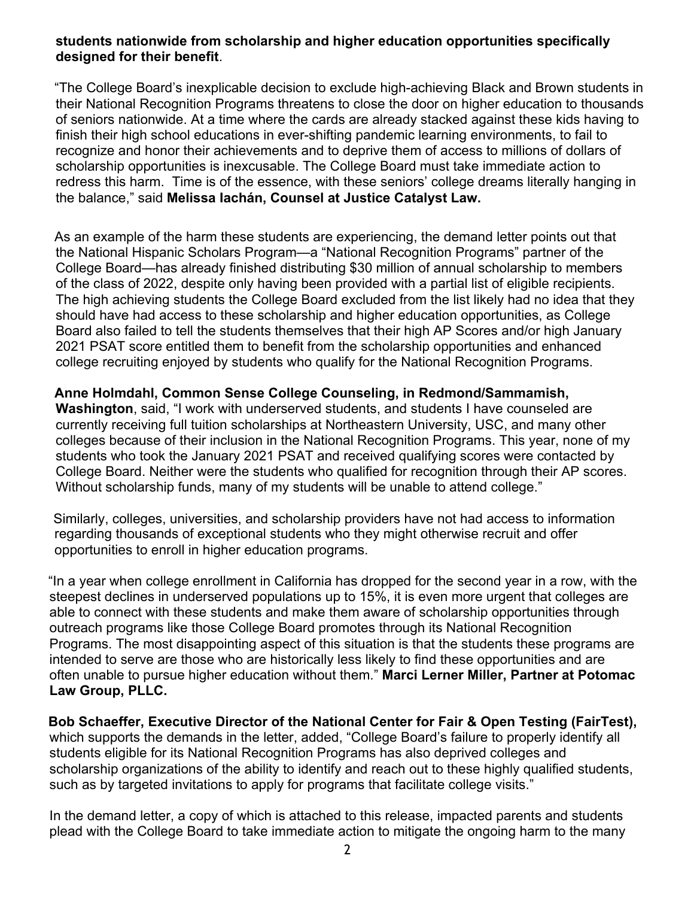**students nationwide from scholarship and higher education opportunities specifically designed for their benefit**.

"The College Board's inexplicable decision to exclude high-achieving Black and Brown students in their National Recognition Programs threatens to close the door on higher education to thousands of seniors nationwide. At a time where the cards are already stacked against these kids having to finish their high school educations in ever-shifting pandemic learning environments, to fail to recognize and honor their achievements and to deprive them of access to millions of dollars of scholarship opportunities is inexcusable. The College Board must take immediate action to redress this harm. Time is of the essence, with these seniors' college dreams literally hanging in the balance," said **Melissa Iachán, Counsel at Justice Catalyst Law.**

As an example of the harm these students are experiencing, the demand letter points out that the National Hispanic Scholars Program—a "National Recognition Programs" partner of the College Board—has already finished distributing $30 million of annual scholarship to members of the class of 2022, despite only having been provided with a partial list of eligible recipients. The high achieving students the College Board excluded from the list likely had no idea that they should have had access to these scholarship and higher education opportunities, as College Board also failed to tell the students themselves that their high AP Scores and/or high January 2021 PSAT score entitled them to benefit from the scholarship opportunities and enhanced college recruiting enjoyed by students who qualify for the National Recognition Programs.

**Anne Holmdahl, Common Sense College Counseling, in Redmond/Sammamish, Washington**, said, "I work with underserved students, and students I have counseled are currently receiving full tuition scholarships at Northeastern University, USC, and many other colleges because of their inclusion in the National Recognition Programs. This year, none of my students who took the January 2021 PSAT and received qualifying scores were contacted by College Board. Neither were the students who qualified for recognition through their AP scores. Without scholarship funds, many of my students will be unable to attend college."

Similarly, colleges, universities, and scholarship providers have not had access to information regarding thousands of exceptional students who they might otherwise recruit and offer opportunities to enroll in higher education programs.

"In a year when college enrollment in California has dropped for the second year in a row, with the steepest declines in underserved populations up to 15%, it is even more urgent that colleges are able to connect with these students and make them aware of scholarship opportunities through outreach programs like those College Board promotes through its National Recognition Programs. The most disappointing aspect of this situation is that the students these programs are intended to serve are those who are historically less likely to find these opportunities and are often unable to pursue higher education without them." **Marci Lerner Miller, Partner at Potomac Law Group, PLLC.**

**Bob Schaeffer, Executive Director of the National Center for Fair & Open Testing (FairTest),** which supports the demands in the letter, added, "College Board's failure to properly identify all students eligible for its National Recognition Programs has also deprived colleges and scholarship organizations of the ability to identify and reach out to these highly qualified students, such as by targeted invitations to apply for programs that facilitate college visits."

In the demand letter, a copy of which is attached to this release, impacted parents and students plead with the College Board to take immediate action to mitigate the ongoing harm to the many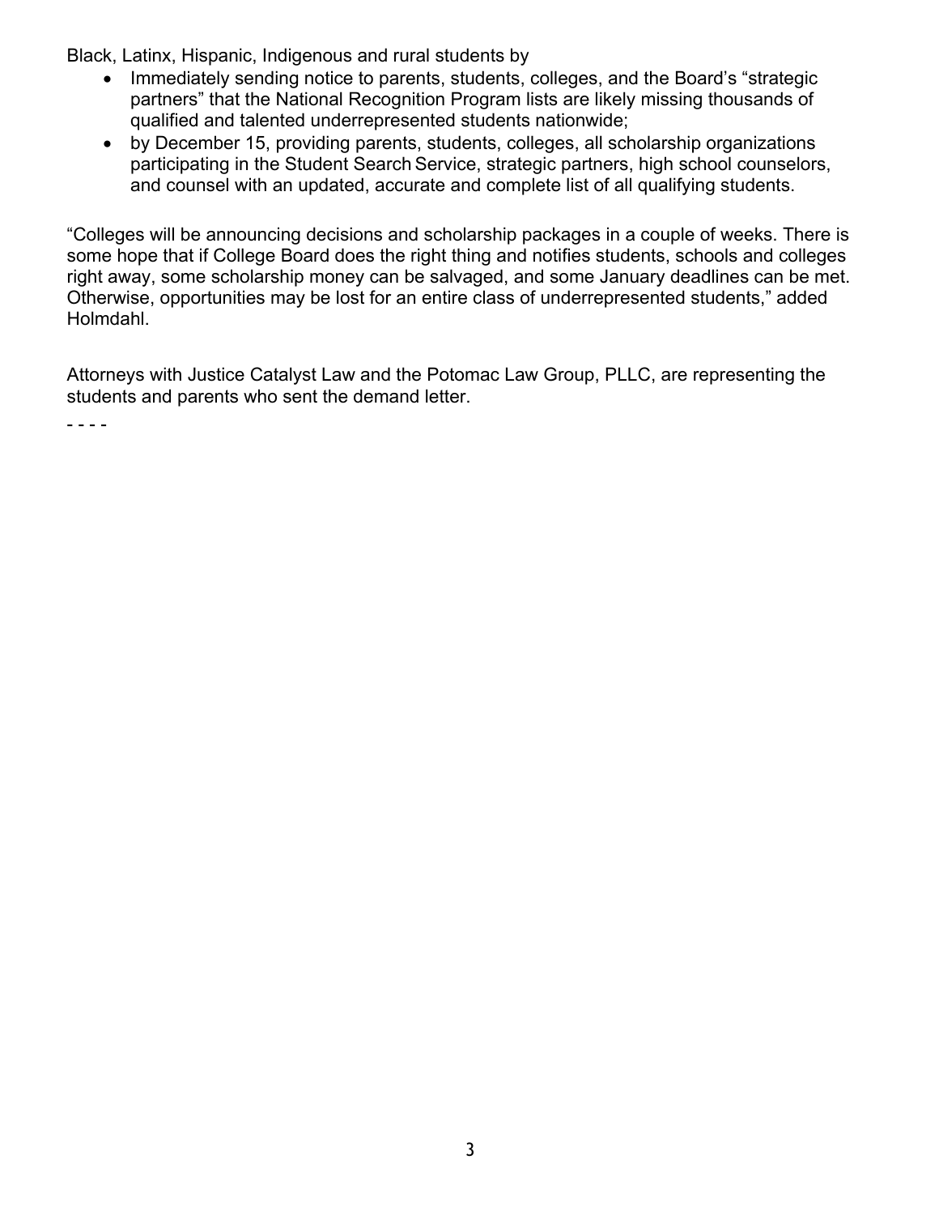Black, Latinx, Hispanic, Indigenous and rural students by

- Immediately sending notice to parents, students, colleges, and the Board's "strategic partners" that the National Recognition Program lists are likely missing thousands of qualified and talented underrepresented students nationwide;
- by December 15, providing parents, students, colleges, all scholarship organizations participating in the Student Search Service, strategic partners, high school counselors, and counsel with an updated, accurate and complete list of all qualifying students.

"Colleges will be announcing decisions and scholarship packages in a couple of weeks. There is some hope that if College Board does the right thing and notifies students, schools and colleges right away, some scholarship money can be salvaged, and some January deadlines can be met. Otherwise, opportunities may be lost for an entire class of underrepresented students," added Holmdahl.

Attorneys with Justice Catalyst Law and the Potomac Law Group, PLLC, are representing the students and parents who sent the demand letter.

- - - -